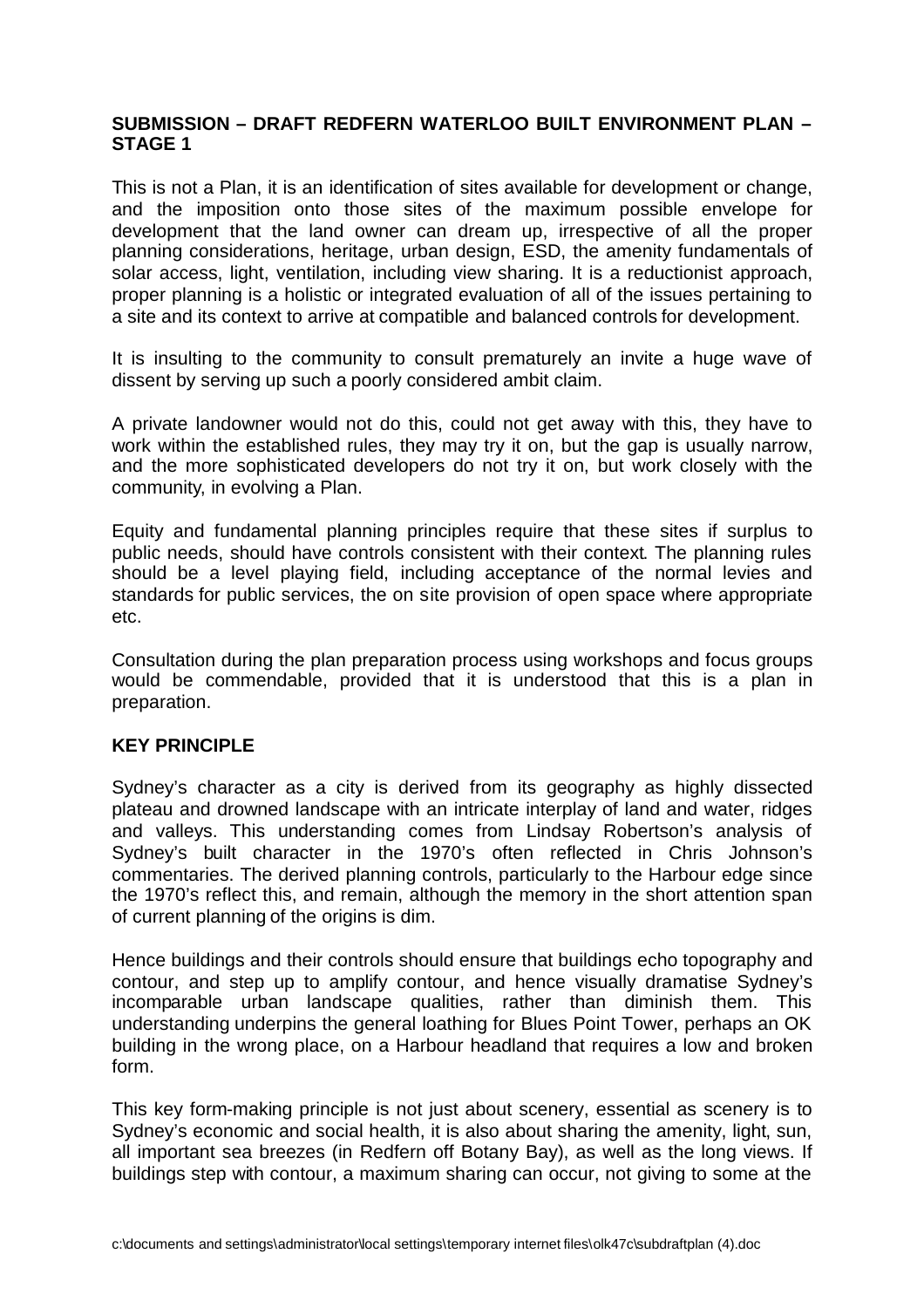**SUBMISSION – DRAFT REDFERN WATERLOO BUILT ENVIRONMENT PLAN – STAGE 1**

This is not a Plan, it is an identification of sites available for development or change, and the imposition onto those sites of the maximum possible envelope for development that the land owner can dream up, irrespective of all the proper planning considerations, heritage, urban design, ESD, the amenity fundamentals of solar access, light, ventilation, including view sharing. It is a reductionist approach, proper planning is a holistic or integrated evaluation of all of the issues pertaining to a site and its context to arrive at compatible and balanced controls for development.

It is insulting to the community to consult prematurely an invite a huge wave of dissent by serving up such a poorly considered ambit claim.

A private landowner would not do this, could not get away with this, they have to work within the established rules, they may try it on, but the gap is usually narrow, and the more sophisticated developers do not try it on, but work closely with the community, in evolving a Plan.

Equity and fundamental planning principles require that these sites if surplus to public needs, should have controls consistent with their context. The planning rules should be a level playing field, including acceptance of the normal levies and standards for public services, the on site provision of open space where appropriate etc.

Consultation during the plan preparation process using workshops and focus groups would be commendable, provided that it is understood that this is a plan in preparation.

**KEY PRINCIPLE**

Sydney's character as a city is derived from its geography as highly dissected plateau and drowned landscape with an intricate interplay of land and water, ridges and valleys. This understanding comes from Lindsay Robertson's analysis of Sydney's built character in the 1970's often reflected in Chris Johnson's commentaries. The derived planning controls, particularly to the Harbour edge since the 1970's reflect this, and remain, although the memory in the short attention span of current planning of the origins is dim.

Hence buildings and their controls should ensure that buildings echo topography and contour, and step up to amplify contour, and hence visually dramatise Sydney's incomparable urban landscape qualities, rather than diminish them. This understanding underpins the general loathing for Blues Point Tower, perhaps an OK building in the wrong place, on a Harbour headland that requires a low and broken form.

This key form-making principle is not just about scenery, essential as scenery is to Sydney's economic and social health, it is also about sharing the amenity, light, sun, all important sea breezes (in Redfern off Botany Bay), as well as the long views. If buildings step with contour, a maximum sharing can occur, not giving to some at the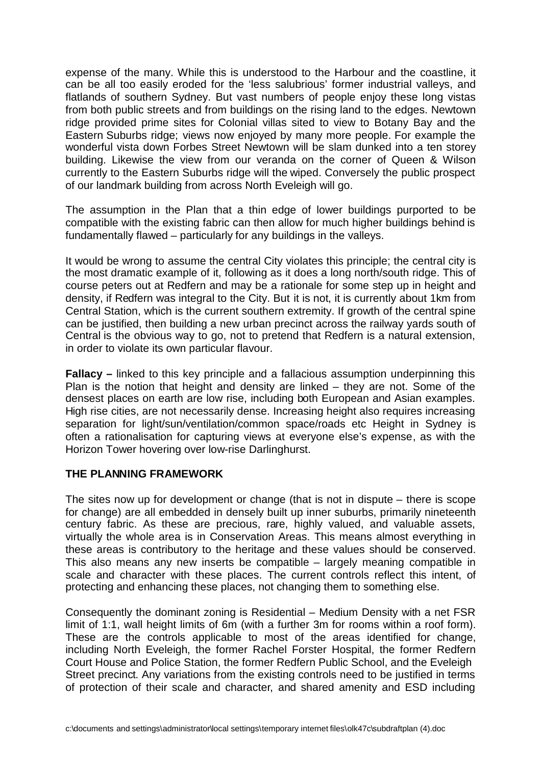expense of the many. While this is understood to the Harbour and the coastline, it can be all too easily eroded for the 'less salubrious' former industrial valleys, and flatlands of southern Sydney. But vast numbers of people enjoy these long vistas from both public streets and from buildings on the rising land to the edges. Newtown ridge provided prime sites for Colonial villas sited to view to Botany Bay and the Eastern Suburbs ridge; views now enjoyed by many more people. For example the wonderful vista down Forbes Street Newtown will be slam dunked into a ten storey building. Likewise the view from our veranda on the corner of Queen & Wilson currently to the Eastern Suburbs ridge will the wiped. Conversely the public prospect of our landmark building from across North Eveleigh will go.

The assumption in the Plan that a thin edge of lower buildings purported to be compatible with the existing fabric can then allow for much higher buildings behind is fundamentally flawed – particularly for any buildings in the valleys.

It would be wrong to assume the central City violates this principle; the central city is the most dramatic example of it, following as it does a long north/south ridge. This of course peters out at Redfern and may be a rationale for some step up in height and density, if Redfern was integral to the City. But it is not, it is currently about 1km from Central Station, which is the current southern extremity. If growth of the central spine can be justified, then building a new urban precinct across the railway yards south of Central is the obvious way to go, not to pretend that Redfern is a natural extension, in order to violate its own particular flavour.

**Fallacy –** linked to this key principle and a fallacious assumption underpinning this Plan is the notion that height and density are linked – they are not. Some of the densest places on earth are low rise, including both European and Asian examples. High rise cities, are not necessarily dense. Increasing height also requires increasing separation for light/sun/ventilation/common space/roads etc Height in Sydney is often a rationalisation for capturing views at everyone else's expense, as with the Horizon Tower hovering over low-rise Darlinghurst.

## THE PLANNING FRAMEWORK

The sites now up for development or change (that is not in dispute – there is scope for change) are all embedded in densely built up inner suburbs, primarily nineteenth century fabric. As these are precious, rare, highly valued, and valuable assets, virtually the whole area is in Conservation Areas. This means almost everything in these areas is contributory to the heritage and these values should be conserved. This also means any new inserts be compatible – largely meaning compatible in scale and character with these places. The current controls reflect this intent, of protecting and enhancing these places, not changing them to something else.

Consequently the dominant zoning is Residential – Medium Density with a net FSR limit of 1:1, wall height limits of 6m (with a further 3m for rooms within a roof form). These are the controls applicable to most of the areas identified for change, including North Eveleigh, the former Rachel Forster Hospital, the former Redfern Court House and Police Station, the former Redfern Public School, and the Eveleigh Street precinct. Any variations from the existing controls need to be justified in terms of protection of their scale and character, and shared amenity and ESD including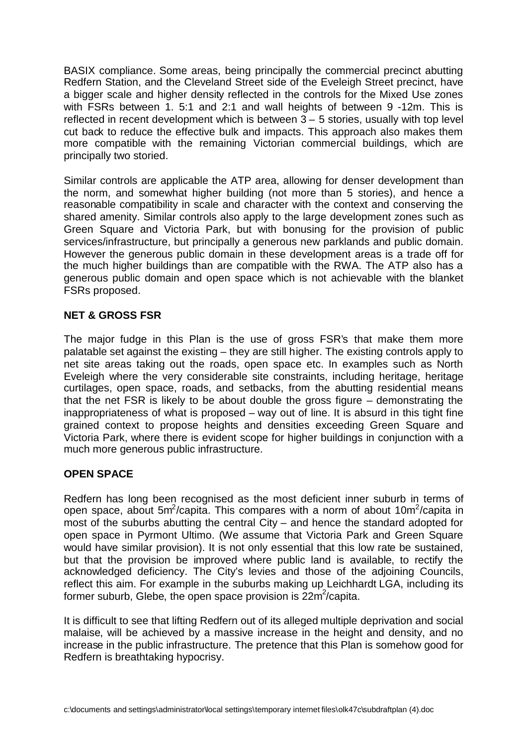BASIX compliance. Some areas, being principally the commercial precinct abutting Redfern Station, and the Cleveland Street side of the Eveleigh Street precinct, have a bigger scale and higher density reflected in the controls for the Mixed Use zones with FSRs between 1. 5:1 and 2:1 and wall heights of between 9 -12m. This is reflected in recent development which is between 3 – 5 stories, usually with top level cut back to reduce the effective bulk and impacts. This approach also makes them more compatible with the remaining Victorian commercial buildings, which are principally two storied.

Similar controls are applicable the ATP area, allowing for denser development than the norm, and somewhat higher building (not more than 5 stories), and hence a reasonable compatibility in scale and character with the context and conserving the shared amenity. Similar controls also apply to the large development zones such as Green Square and Victoria Park, but with bonusing for the provision of public services/infrastructure, but principally a generous new parklands and public domain. However the generous public domain in these development areas is a trade off for the much higher buildings than are compatible with the RWA. The ATP also has a generous public domain and open space which is not achievable with the blanket FSRs proposed.

**NET & GROSS FSR**

The major fudge in this Plan is the use of gross FSR's that make them more palatable set against the existing – they are still higher. The existing controls apply to net site areas taking out the roads, open space etc. In examples such as North Eveleigh where the very considerable site constraints, including heritage, heritage curtilages, open space, roads, and setbacks, from the abutting residential means that the net FSR is likely to be about double the gross figure – demonstrating the inappropriateness of what is proposed – way out of line. It is absurd in this tight fine grained context to propose heights and densities exceeding Green Square and Victoria Park, where there is evident scope for higher buildings in conjunction with a much more generous public infrastructure.

**OPEN SPACE**

Redfern has long been recognised as the most deficient inner suburb in terms of open space, about $5m^2$/capita. This compares with a norm of about $10m^2$/capita in most of the suburbs abutting the central City – and hence the standard adopted for open space in Pyrmont Ultimo. (We assume that Victoria Park and Green Square would have similar provision). It is not only essential that this low rate be sustained, but that the provision be improved where public land is available, to rectify the acknowledged deficiency. The City's levies and those of the adjoining Councils, reflect this aim. For example in the suburbs making up Leichhardt LGA, including its former suburb, Glebe, the open space provision is $22m^2$/capita.

It is difficult to see that lifting Redfern out of its alleged multiple deprivation and social malaise, will be achieved by a massive increase in the height and density, and no increase in the public infrastructure. The pretence that this Plan is somehow good for Redfern is breathtaking hypocrisy.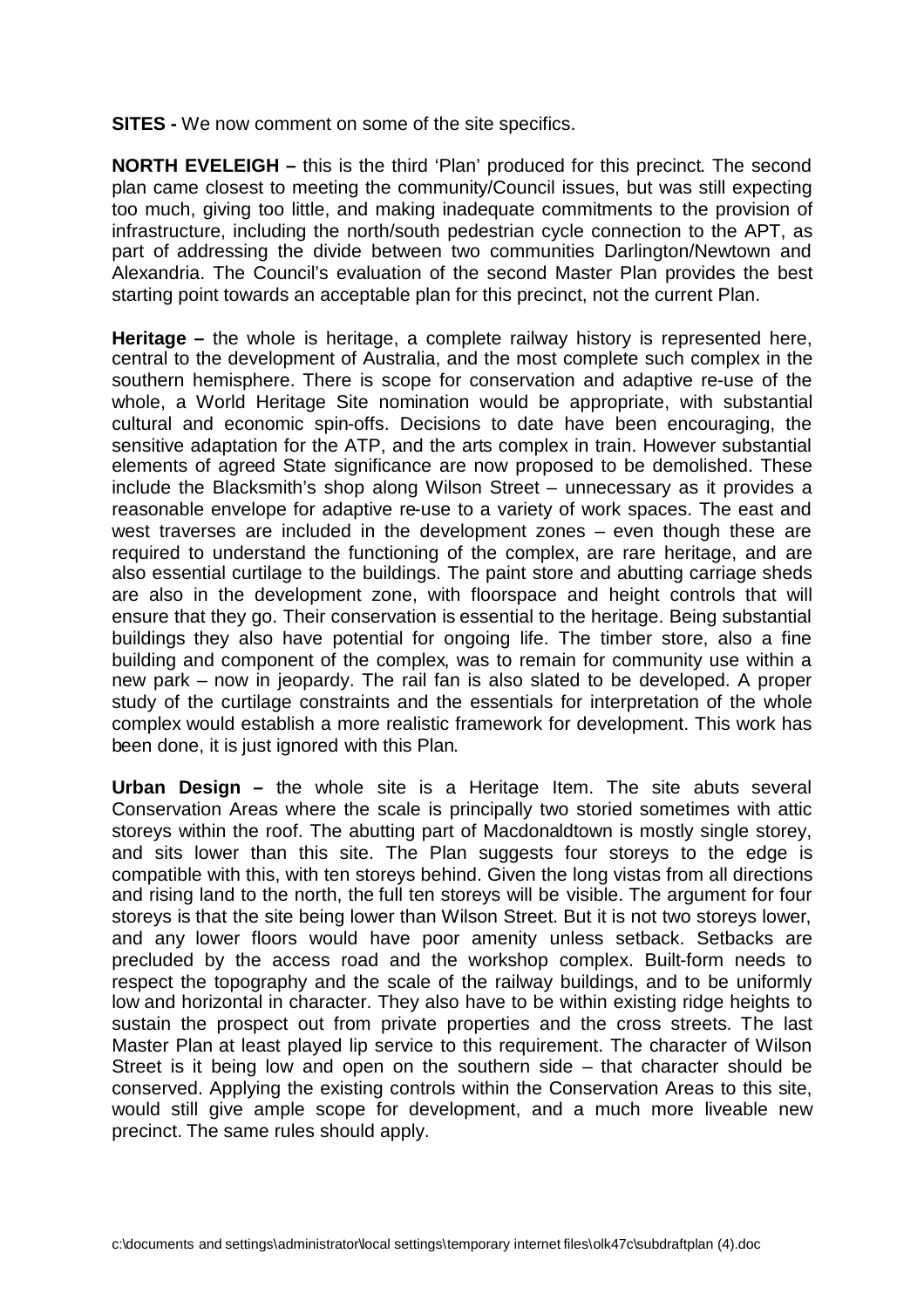**SITES -** We now comment on some of the site specifics.

**NORTH EVELEIGH –** this is the third 'Plan' produced for this precinct. The second plan came closest to meeting the community/Council issues, but was still expecting too much, giving too little, and making inadequate commitments to the provision of infrastructure, including the north/south pedestrian cycle connection to the APT, as part of addressing the divide between two communities Darlington/Newtown and Alexandria. The Council's evaluation of the second Master Plan provides the best starting point towards an acceptable plan for this precinct, not the current Plan.

**Heritage –** the whole is heritage, a complete railway history is represented here, central to the development of Australia, and the most complete such complex in the southern hemisphere. There is scope for conservation and adaptive re-use of the whole, a World Heritage Site nomination would be appropriate, with substantial cultural and economic spin-offs. Decisions to date have been encouraging, the sensitive adaptation for the ATP, and the arts complex in train. However substantial elements of agreed State significance are now proposed to be demolished. These include the Blacksmith's shop along Wilson Street – unnecessary as it provides a reasonable envelope for adaptive re-use to a variety of work spaces. The east and west traverses are included in the development zones – even though these are required to understand the functioning of the complex, are rare heritage, and are also essential curtilage to the buildings. The paint store and abutting carriage sheds are also in the development zone, with floorspace and height controls that will ensure that they go. Their conservation is essential to the heritage. Being substantial buildings they also have potential for ongoing life. The timber store, also a fine building and component of the complex, was to remain for community use within a new park – now in jeopardy. The rail fan is also slated to be developed. A proper study of the curtilage constraints and the essentials for interpretation of the whole complex would establish a more realistic framework for development. This work has been done, it is just ignored with this Plan.

**Urban Design –** the whole site is a Heritage Item. The site abuts several Conservation Areas where the scale is principally two storied sometimes with attic storeys within the roof. The abutting part of Macdonaldtown is mostly single storey, and sits lower than this site. The Plan suggests four storeys to the edge is compatible with this, with ten storeys behind. Given the long vistas from all directions and rising land to the north, the full ten storeys will be visible. The argument for four storeys is that the site being lower than Wilson Street. But it is not two storeys lower, and any lower floors would have poor amenity unless setback. Setbacks are precluded by the access road and the workshop complex. Built-form needs to respect the topography and the scale of the railway buildings, and to be uniformly low and horizontal in character. They also have to be within existing ridge heights to sustain the prospect out from private properties and the cross streets. The last Master Plan at least played lip service to this requirement. The character of Wilson Street is it being low and open on the southern side – that character should be conserved. Applying the existing controls within the Conservation Areas to this site, would still give ample scope for development, and a much more liveable new precinct. The same rules should apply.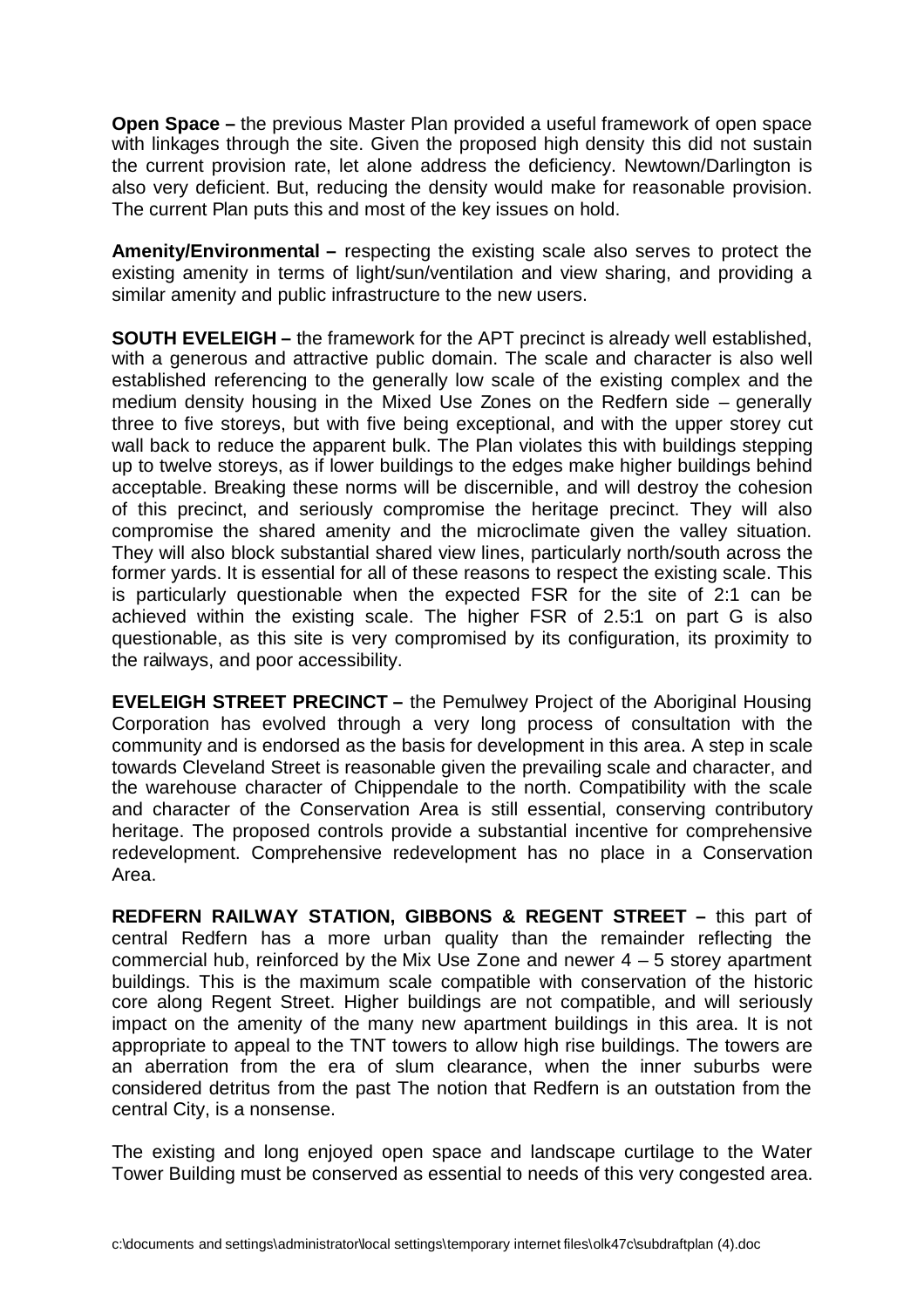**Open Space –** the previous Master Plan provided a useful framework of open space with linkages through the site. Given the proposed high density this did not sustain the current provision rate, let alone address the deficiency. Newtown/Darlington is also very deficient. But, reducing the density would make for reasonable provision. The current Plan puts this and most of the key issues on hold.

**Amenity/Environmental –** respecting the existing scale also serves to protect the existing amenity in terms of light/sun/ventilation and view sharing, and providing a similar amenity and public infrastructure to the new users.

**SOUTH EVELEIGH –** the framework for the APT precinct is already well established, with a generous and attractive public domain. The scale and character is also well established referencing to the generally low scale of the existing complex and the medium density housing in the Mixed Use Zones on the Redfern side – generally three to five storeys, but with five being exceptional, and with the upper storey cut wall back to reduce the apparent bulk. The Plan violates this with buildings stepping up to twelve storeys, as if lower buildings to the edges make higher buildings behind acceptable. Breaking these norms will be discernible, and will destroy the cohesion of this precinct, and seriously compromise the heritage precinct. They will also compromise the shared amenity and the microclimate given the valley situation. They will also block substantial shared view lines, particularly north/south across the former yards. It is essential for all of these reasons to respect the existing scale. This is particularly questionable when the expected FSR for the site of 2:1 can be achieved within the existing scale. The higher FSR of 2.5:1 on part G is also questionable, as this site is very compromised by its configuration, its proximity to the railways, and poor accessibility.

**EVELEIGH STREET PRECINCT –** the Pemulwey Project of the Aboriginal Housing Corporation has evolved through a very long process of consultation with the community and is endorsed as the basis for development in this area. A step in scale towards Cleveland Street is reasonable given the prevailing scale and character, and the warehouse character of Chippendale to the north. Compatibility with the scale and character of the Conservation Area is still essential, conserving contributory heritage. The proposed controls provide a substantial incentive for comprehensive redevelopment. Comprehensive redevelopment has no place in a Conservation Area.

**REDFERN RAILWAY STATION, GIBBONS & REGENT STREET –** this part of central Redfern has a more urban quality than the remainder reflecting the commercial hub, reinforced by the Mix Use Zone and newer 4 – 5 storey apartment buildings. This is the maximum scale compatible with conservation of the historic core along Regent Street. Higher buildings are not compatible, and will seriously impact on the amenity of the many new apartment buildings in this area. It is not appropriate to appeal to the TNT towers to allow high rise buildings. The towers are an aberration from the era of slum clearance, when the inner suburbs were considered detritus from the past The notion that Redfern is an outstation from the central City, is a nonsense.

The existing and long enjoyed open space and landscape curtilage to the Water Tower Building must be conserved as essential to needs of this very congested area.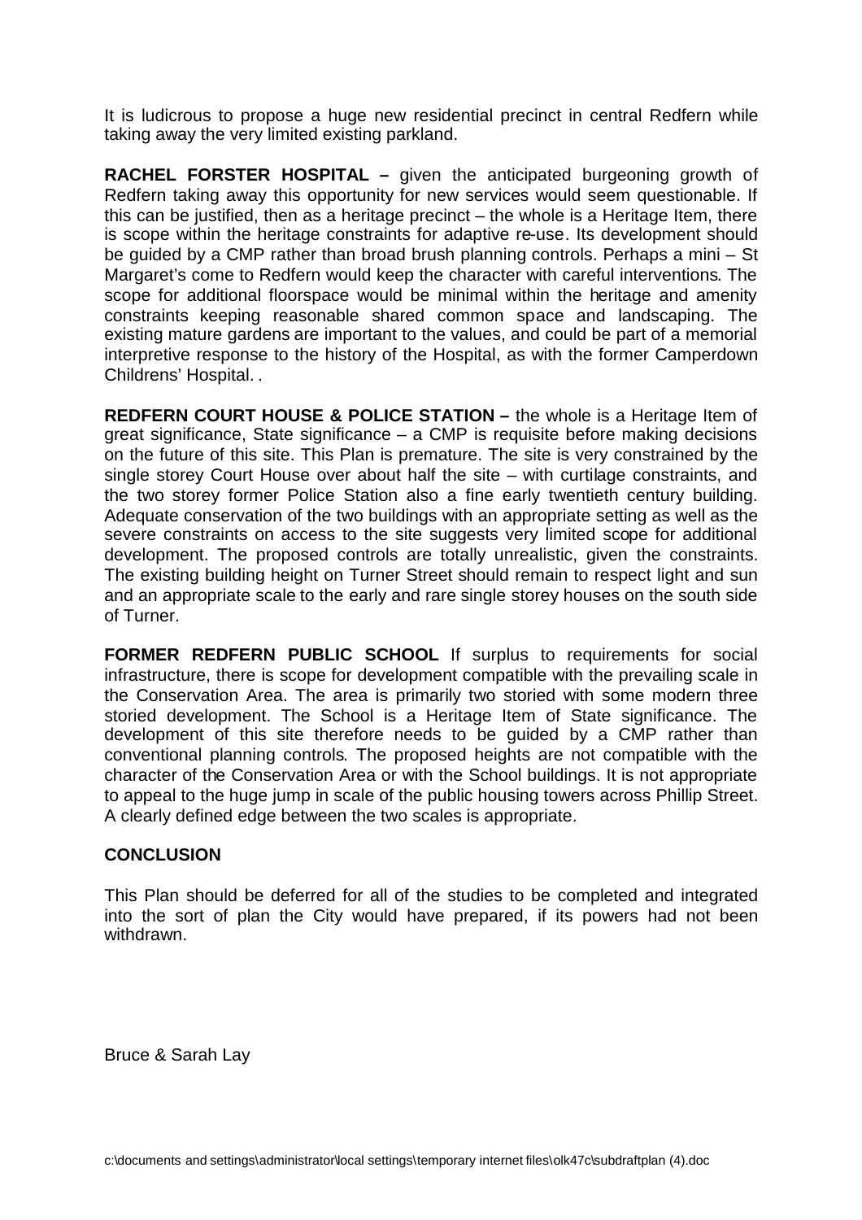It is ludicrous to propose a huge new residential precinct in central Redfern while taking away the very limited existing parkland.

**RACHEL FORSTER HOSPITAL –** given the anticipated burgeoning growth of Redfern taking away this opportunity for new services would seem questionable. If this can be justified, then as a heritage precinct – the whole is a Heritage Item, there is scope within the heritage constraints for adaptive re-use. Its development should be guided by a CMP rather than broad brush planning controls. Perhaps a mini – St Margaret's come to Redfern would keep the character with careful interventions. The scope for additional floorspace would be minimal within the heritage and amenity constraints keeping reasonable shared common space and landscaping. The existing mature gardens are important to the values, and could be part of a memorial interpretive response to the history of the Hospital, as with the former Camperdown Childrens' Hospital. .

**REDFERN COURT HOUSE & POLICE STATION –** the whole is a Heritage Item of great significance, State significance – a CMP is requisite before making decisions on the future of this site. This Plan is premature. The site is very constrained by the single storey Court House over about half the site – with curtilage constraints, and the two storey former Police Station also a fine early twentieth century building. Adequate conservation of the two buildings with an appropriate setting as well as the severe constraints on access to the site suggests very limited scope for additional development. The proposed controls are totally unrealistic, given the constraints. The existing building height on Turner Street should remain to respect light and sun and an appropriate scale to the early and rare single storey houses on the south side of Turner.

**FORMER REDFERN PUBLIC SCHOOL** If surplus to requirements for social infrastructure, there is scope for development compatible with the prevailing scale in the Conservation Area. The area is primarily two storied with some modern three storied development. The School is a Heritage Item of State significance. The development of this site therefore needs to be guided by a CMP rather than conventional planning controls. The proposed heights are not compatible with the character of the Conservation Area or with the School buildings. It is not appropriate to appeal to the huge jump in scale of the public housing towers across Phillip Street. A clearly defined edge between the two scales is appropriate.

**CONCLUSION**

This Plan should be deferred for all of the studies to be completed and integrated into the sort of plan the City would have prepared, if its powers had not been withdrawn.

Bruce & Sarah Lay